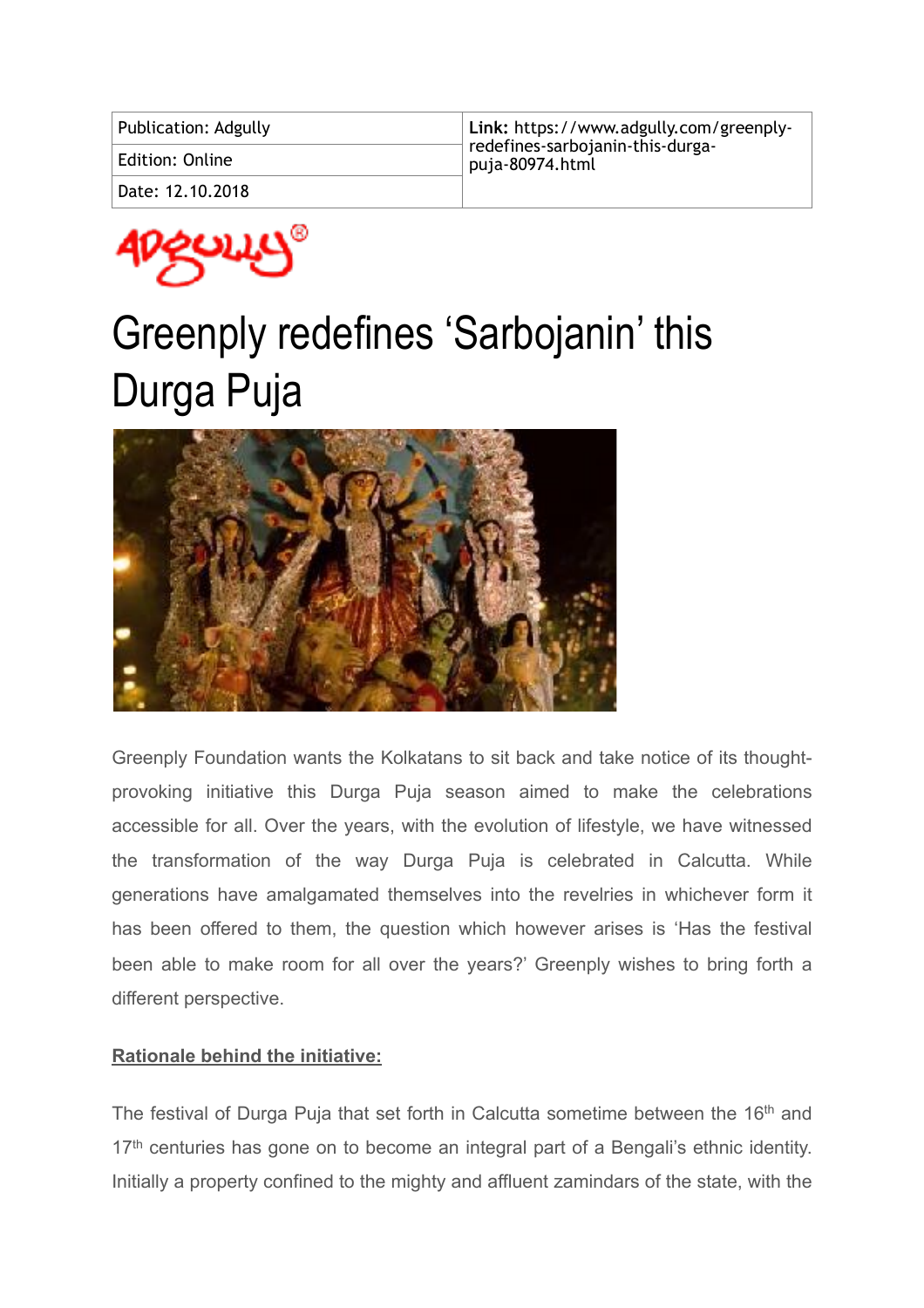| Publication: Adgully | Link: https://www.adgully.com/greenply-redefines-sarbojanin-this-durga-puja-80974.html |
|---|---|
| Edition: Online | |
| Date: 12.10.2018 | |

# Greenply redefines 'Sarbojanin' this Durga Puja

Greenply Foundation wants the Kolkatans to sit back and take notice of its thought-provoking initiative this Durga Puja season aimed to make the celebrations accessible for all. Over the years, with the evolution of lifestyle, we have witnessed the transformation of the way Durga Puja is celebrated in Calcutta. While generations have amalgamated themselves into the revelries in whichever form it has been offered to them, the question which however arises is 'Has the festival been able to make room for all over the years?' Greenply wishes to bring forth a different perspective.

**Rationale behind the initiative:**

The festival of Durga Puja that set forth in Calcutta sometime between the 16th and 17th centuries has gone on to become an integral part of a Bengali's ethnic identity. Initially a property confined to the mighty and affluent zamindars of the state, with the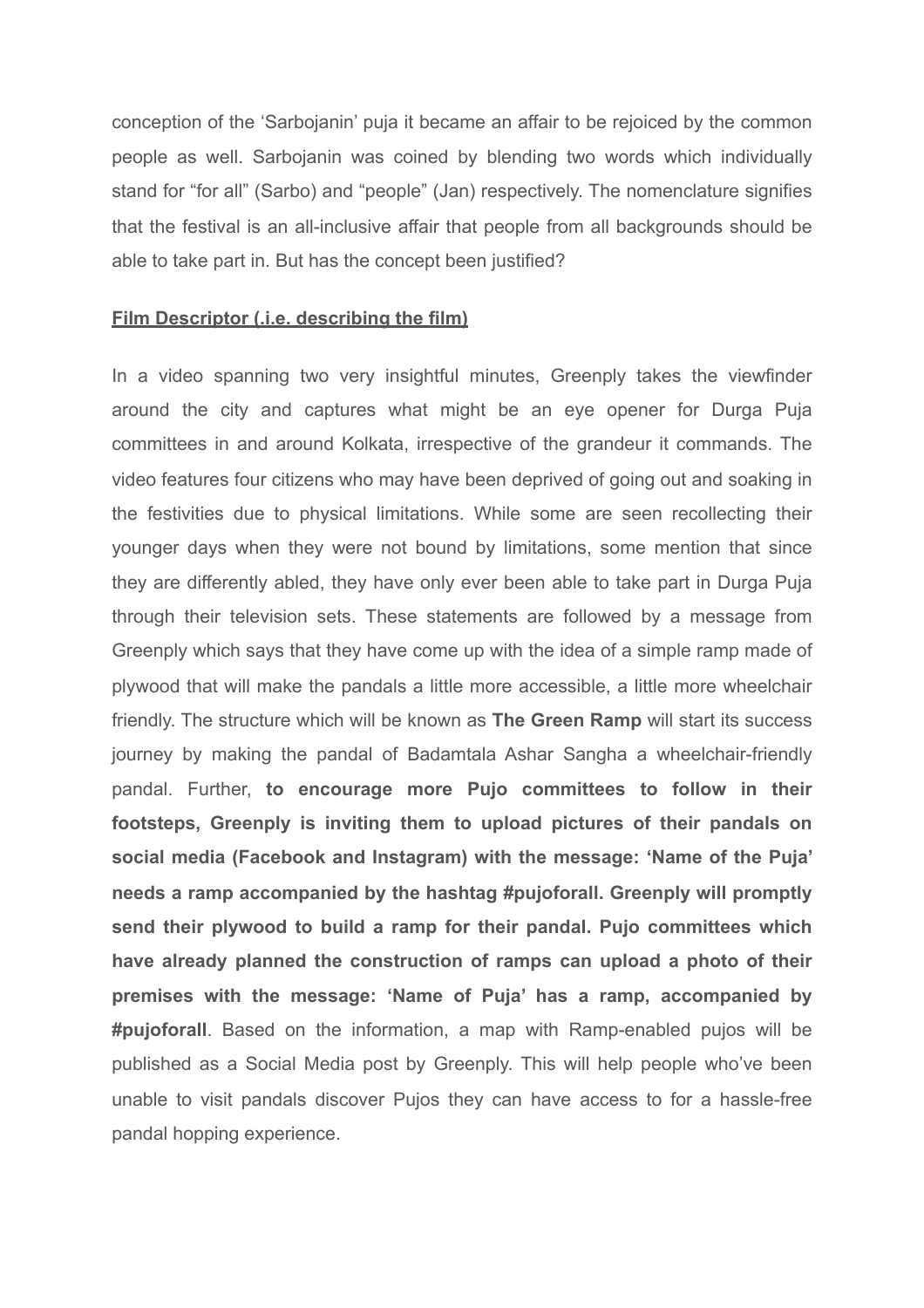conception of the 'Sarbojanin' puja it became an affair to be rejoiced by the common people as well. Sarbojanin was coined by blending two words which individually stand for "for all" (Sarbo) and "people" (Jan) respectively. The nomenclature signifies that the festival is an all-inclusive affair that people from all backgrounds should be able to take part in. But has the concept been justified?

<u>**Film Descriptor (.i.e. describing the film)**</u>

In a video spanning two very insightful minutes, Greenply takes the viewfinder around the city and captures what might be an eye opener for Durga Puja committees in and around Kolkata, irrespective of the grandeur it commands. The video features four citizens who may have been deprived of going out and soaking in the festivities due to physical limitations. While some are seen recollecting their younger days when they were not bound by limitations, some mention that since they are differently abled, they have only ever been able to take part in Durga Puja through their television sets. These statements are followed by a message from Greenply which says that they have come up with the idea of a simple ramp made of plywood that will make the pandals a little more accessible, a little more wheelchair friendly. The structure which will be known as **The Green Ramp** will start its success journey by making the pandal of Badamtala Ashar Sangha a wheelchair-friendly pandal. Further, **to encourage more Pujo committees to follow in their footsteps, Greenply is inviting them to upload pictures of their pandals on social media (Facebook and Instagram) with the message: 'Name of the Puja' needs a ramp accompanied by the hashtag #pujoforall. Greenply will promptly send their plywood to build a ramp for their pandal. Pujo committees which have already planned the construction of ramps can upload a photo of their premises with the message: 'Name of Puja' has a ramp, accompanied by #pujoforall**. Based on the information, a map with Ramp-enabled pujos will be published as a Social Media post by Greenply. This will help people who've been unable to visit pandals discover Pujos they can have access to for a hassle-free pandal hopping experience.